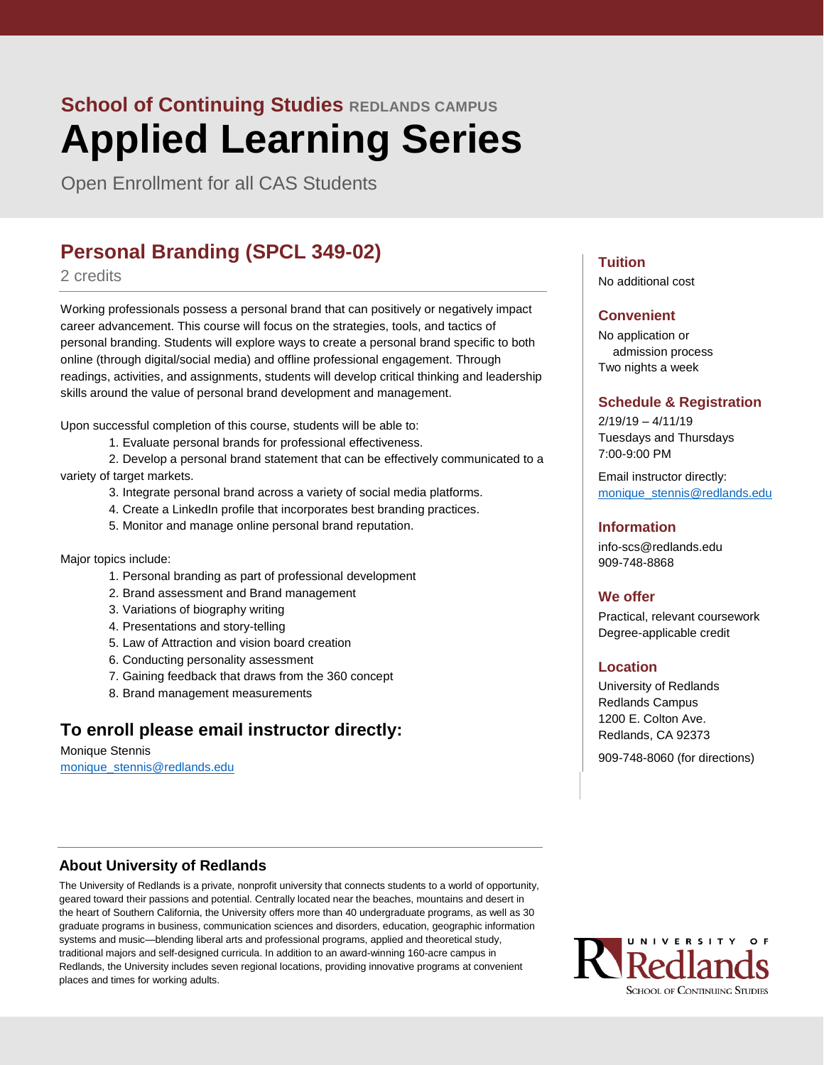**School of Continuing Studies** REDLANDS CAMPUS

# Applied Learning Series

Open Enrollment for all CAS Students

## Personal Branding (SPCL 349-02)

2 credits

Working professionals possess a personal brand that can positively or negatively impact career advancement. This course will focus on the strategies, tools, and tactics of personal branding. Students will explore ways to create a personal brand specific to both online (through digital/social media) and offline professional engagement. Through readings, activities, and assignments, students will develop critical thinking and leadership skills around the value of personal brand development and management.

Upon successful completion of this course, students will be able to:

1. Evaluate personal brands for professional effectiveness.
2. Develop a personal brand statement that can be effectively communicated to a variety of target markets.
3. Integrate personal brand across a variety of social media platforms.
4. Create a LinkedIn profile that incorporates best branding practices.
5. Monitor and manage online personal brand reputation.

Major topics include:

1. Personal branding as part of professional development
2. Brand assessment and Brand management
3. Variations of biography writing
4. Presentations and story-telling
5. Law of Attraction and vision board creation
6. Conducting personality assessment
7. Gaining feedback that draws from the 360 concept
8. Brand management measurements

### To enroll please email instructor directly:

Monique Stennis
monique_stennis@redlands.edu

### Tuition

No additional cost

### Convenient

No application or admission process
Two nights a week

### Schedule & Registration

2/19/19 – 4/11/19
Tuesdays and Thursdays
7:00-9:00 PM

Email instructor directly:
monique_stennis@redlands.edu

### Information

info-scs@redlands.edu
909-748-8868

### We offer

Practical, relevant coursework
Degree-applicable credit

### Location

University of Redlands
Redlands Campus
1200 E. Colton Ave.
Redlands, CA 92373

909-748-8060 (for directions)

### About University of Redlands

The University of Redlands is a private, nonprofit university that connects students to a world of opportunity, geared toward their passions and potential. Centrally located near the beaches, mountains and desert in the heart of Southern California, the University offers more than 40 undergraduate programs, as well as 30 graduate programs in business, communication sciences and disorders, education, geographic information systems and music—blending liberal arts and professional programs, applied and theoretical study, traditional majors and self-designed curricula. In addition to an award-winning 160-acre campus in Redlands, the University includes seven regional locations, providing innovative programs at convenient places and times for working adults.

University of Redlands
School of Continuing Studies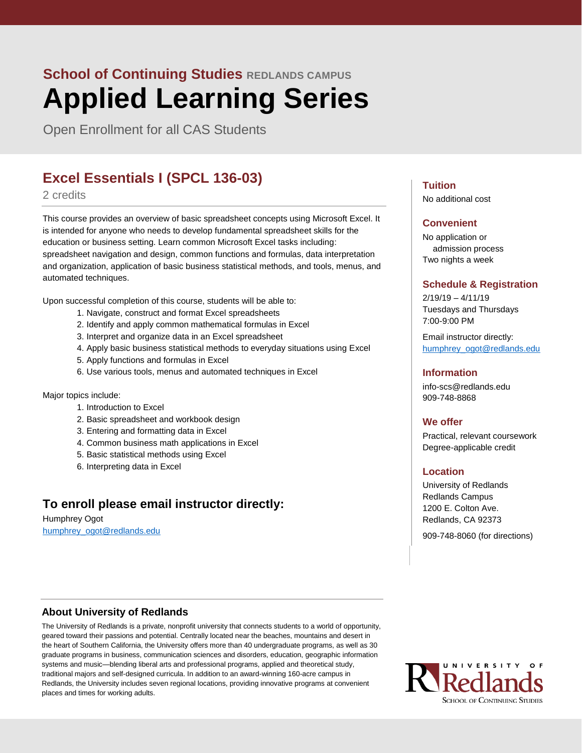## School of Continuing Studies REDLANDS CAMPUS

# Applied Learning Series

Open Enrollment for all CAS Students

## Excel Essentials I (SPCL 136-03)

2 credits

This course provides an overview of basic spreadsheet concepts using Microsoft Excel. It is intended for anyone who needs to develop fundamental spreadsheet skills for the education or business setting. Learn common Microsoft Excel tasks including: spreadsheet navigation and design, common functions and formulas, data interpretation and organization, application of basic business statistical methods, and tools, menus, and automated techniques.

Upon successful completion of this course, students will be able to:

1. Navigate, construct and format Excel spreadsheets
2. Identify and apply common mathematical formulas in Excel
3. Interpret and organize data in an Excel spreadsheet
4. Apply basic business statistical methods to everyday situations using Excel
5. Apply functions and formulas in Excel
6. Use various tools, menus and automated techniques in Excel

Major topics include:

1. Introduction to Excel
2. Basic spreadsheet and workbook design
3. Entering and formatting data in Excel
4. Common business math applications in Excel
5. Basic statistical methods using Excel
6. Interpreting data in Excel

### To enroll please email instructor directly:

Humphrey Ogot
humphrey_ogot@redlands.edu

### Tuition

No additional cost

### Convenient

No application or admission process
Two nights a week

### Schedule & Registration

2/19/19 – 4/11/19
Tuesdays and Thursdays
7:00-9:00 PM

Email instructor directly:
humphrey_ogot@redlands.edu

### Information

info-scs@redlands.edu
909-748-8868

### We offer

Practical, relevant coursework
Degree-applicable credit

### Location

University of Redlands
Redlands Campus
1200 E. Colton Ave.
Redlands, CA 92373

909-748-8060 (for directions)

### About University of Redlands

The University of Redlands is a private, nonprofit university that connects students to a world of opportunity, geared toward their passions and potential. Centrally located near the beaches, mountains and desert in the heart of Southern California, the University offers more than 40 undergraduate programs, as well as 30 graduate programs in business, communication sciences and disorders, education, geographic information systems and music—blending liberal arts and professional programs, applied and theoretical study, traditional majors and self-designed curricula. In addition to an award-winning 160-acre campus in Redlands, the University includes seven regional locations, providing innovative programs at convenient places and times for working adults.

University of Redlands
School of Continuing Studies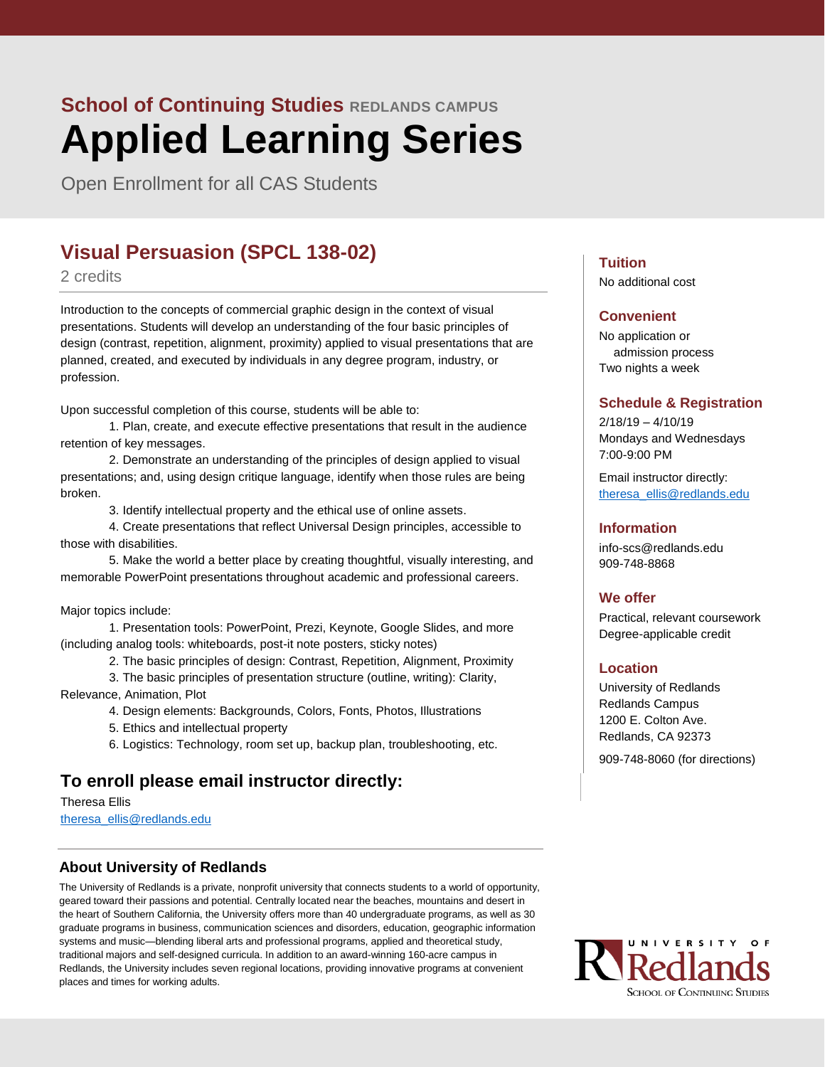## School of Continuing Studies REDLANDS CAMPUS

# Applied Learning Series

Open Enrollment for all CAS Students

## Visual Persuasion (SPCL 138-02)

2 credits

Introduction to the concepts of commercial graphic design in the context of visual presentations. Students will develop an understanding of the four basic principles of design (contrast, repetition, alignment, proximity) applied to visual presentations that are planned, created, and executed by individuals in any degree program, industry, or profession.

Upon successful completion of this course, students will be able to:

1. Plan, create, and execute effective presentations that result in the audience retention of key messages.
2. Demonstrate an understanding of the principles of design applied to visual presentations; and, using design critique language, identify when those rules are being broken.
3. Identify intellectual property and the ethical use of online assets.
4. Create presentations that reflect Universal Design principles, accessible to those with disabilities.
5. Make the world a better place by creating thoughtful, visually interesting, and memorable PowerPoint presentations throughout academic and professional careers.

Major topics include:

1. Presentation tools: PowerPoint, Prezi, Keynote, Google Slides, and more (including analog tools: whiteboards, post-it note posters, sticky notes)
2. The basic principles of design: Contrast, Repetition, Alignment, Proximity
3. The basic principles of presentation structure (outline, writing): Clarity, Relevance, Animation, Plot
4. Design elements: Backgrounds, Colors, Fonts, Photos, Illustrations
5. Ethics and intellectual property
6. Logistics: Technology, room set up, backup plan, troubleshooting, etc.

## To enroll please email instructor directly:

Theresa Ellis
theresa_ellis@redlands.edu

### Tuition

No additional cost

### Convenient

No application or admission process
Two nights a week

### Schedule & Registration

2/18/19 – 4/10/19
Mondays and Wednesdays
7:00-9:00 PM

Email instructor directly:
theresa_ellis@redlands.edu

### Information

info-scs@redlands.edu
909-748-8868

### We offer

Practical, relevant coursework
Degree-applicable credit

### Location

University of Redlands
Redlands Campus
1200 E. Colton Ave.
Redlands, CA 92373

909-748-8060 (for directions)

### About University of Redlands

The University of Redlands is a private, nonprofit university that connects students to a world of opportunity, geared toward their passions and potential. Centrally located near the beaches, mountains and desert in the heart of Southern California, the University offers more than 40 undergraduate programs, as well as 30 graduate programs in business, communication sciences and disorders, education, geographic information systems and music—blending liberal arts and professional programs, applied and theoretical study, traditional majors and self-designed curricula. In addition to an award-winning 160-acre campus in Redlands, the University includes seven regional locations, providing innovative programs at convenient places and times for working adults.

University of Redlands
School of Continuing Studies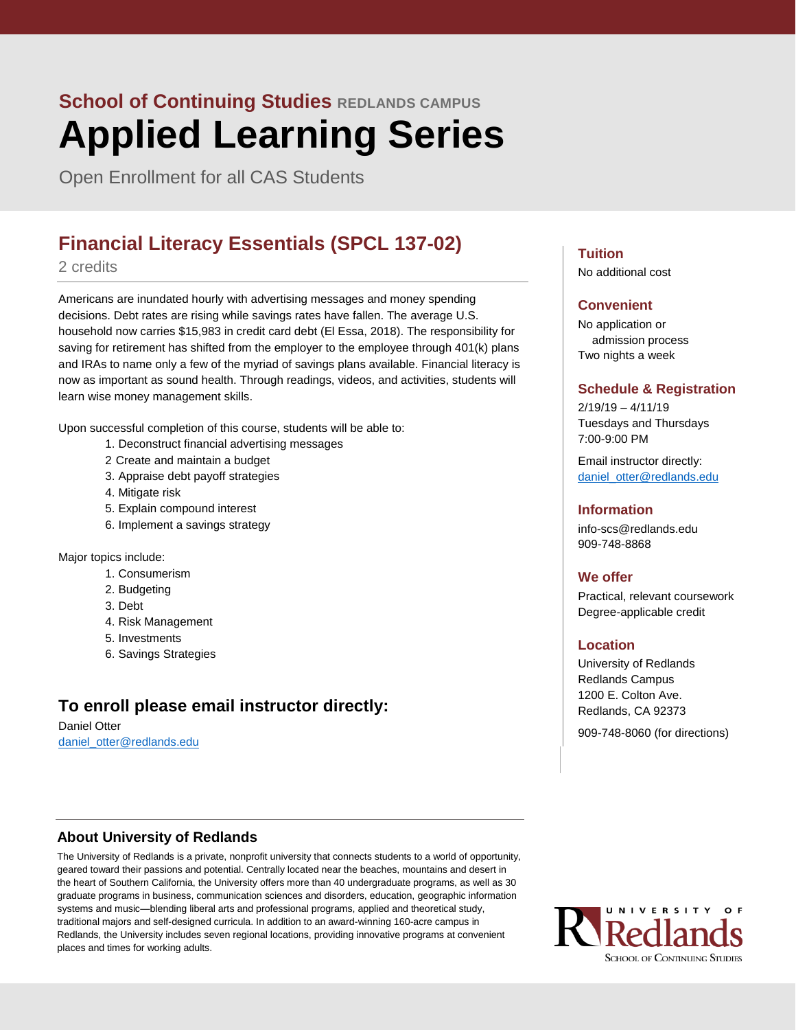## School of Continuing Studies REDLANDS CAMPUS

# Applied Learning Series

Open Enrollment for all CAS Students

## Financial Literacy Essentials (SPCL 137-02)

2 credits

Americans are inundated hourly with advertising messages and money spending decisions. Debt rates are rising while savings rates have fallen. The average U.S. household now carries $15,983 in credit card debt (El Essa, 2018). The responsibility for saving for retirement has shifted from the employer to the employee through 401(k) plans and IRAs to name only a few of the myriad of savings plans available. Financial literacy is now as important as sound health. Through readings, videos, and activities, students will learn wise money management skills.

Upon successful completion of this course, students will be able to:

1. Deconstruct financial advertising messages
2. Create and maintain a budget
3. Appraise debt payoff strategies
4. Mitigate risk
5. Explain compound interest
6. Implement a savings strategy

Major topics include:

1. Consumerism
2. Budgeting
3. Debt
4. Risk Management
5. Investments
6. Savings Strategies

### To enroll please email instructor directly:

Daniel Otter
daniel_otter@redlands.edu

### Tuition

No additional cost

### Convenient

No application or admission process
Two nights a week

### Schedule & Registration

2/19/19 – 4/11/19
Tuesdays and Thursdays
7:00-9:00 PM

Email instructor directly:
daniel_otter@redlands.edu

### Information

info-scs@redlands.edu
909-748-8868

### We offer

Practical, relevant coursework
Degree-applicable credit

### Location

University of Redlands
Redlands Campus
1200 E. Colton Ave.
Redlands, CA 92373

909-748-8060 (for directions)

### About University of Redlands

The University of Redlands is a private, nonprofit university that connects students to a world of opportunity, geared toward their passions and potential. Centrally located near the beaches, mountains and desert in the heart of Southern California, the University offers more than 40 undergraduate programs, as well as 30 graduate programs in business, communication sciences and disorders, education, geographic information systems and music—blending liberal arts and professional programs, applied and theoretical study, traditional majors and self-designed curricula. In addition to an award-winning 160-acre campus in Redlands, the University includes seven regional locations, providing innovative programs at convenient places and times for working adults.

UNIVERSITY OF Redlands
School of Continuing Studies